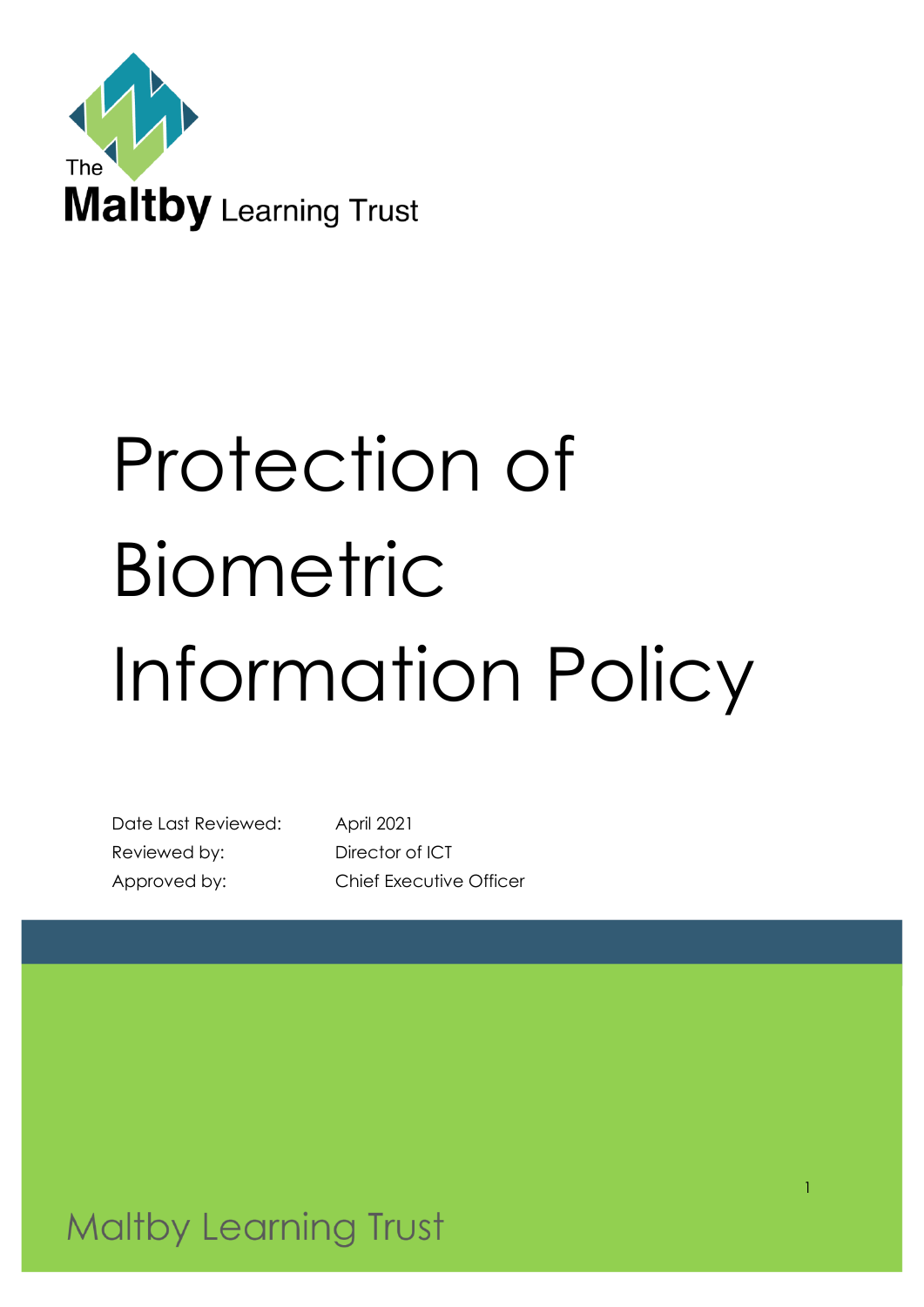The Maltby Learning Trust

# Protection of Biometric Information Policy

| | |
|---|---|
| Date Last Reviewed: | April 2021 |
| Reviewed by: | Director of ICT |
| Approved by: | Chief Executive Officer |

Maltby Learning Trust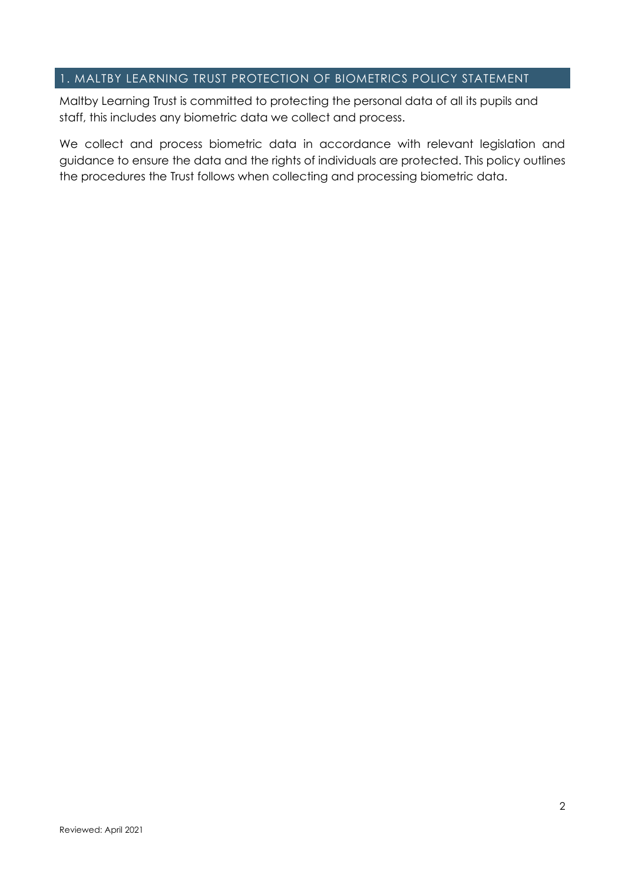## 1. MALTBY LEARNING TRUST PROTECTION OF BIOMETRICS POLICY STATEMENT

Maltby Learning Trust is committed to protecting the personal data of all its pupils and staff, this includes any biometric data we collect and process.

We collect and process biometric data in accordance with relevant legislation and guidance to ensure the data and the rights of individuals are protected. This policy outlines the procedures the Trust follows when collecting and processing biometric data.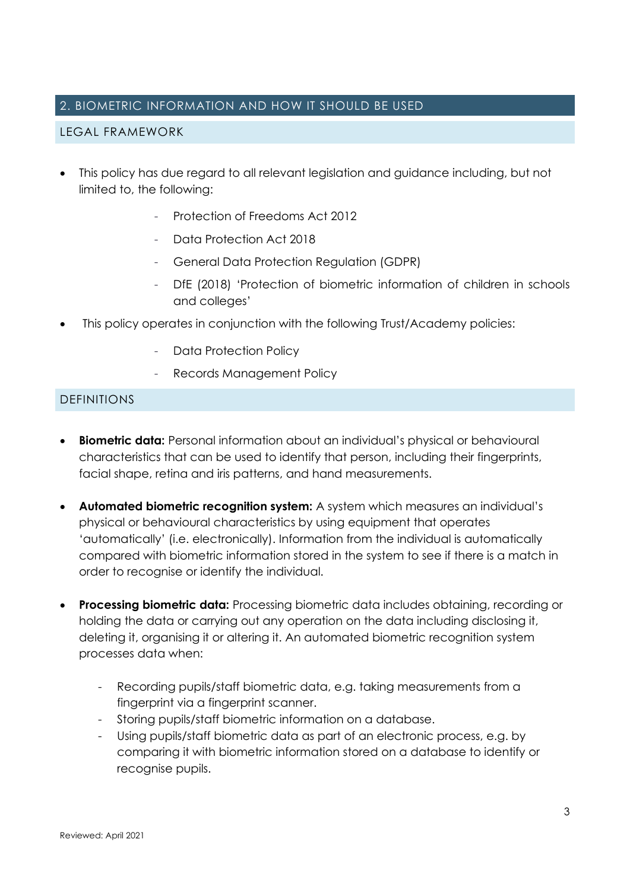## 2. BIOMETRIC INFORMATION AND HOW IT SHOULD BE USED

### LEGAL FRAMEWORK

- This policy has due regard to all relevant legislation and guidance including, but not limited to, the following:
  - Protection of Freedoms Act 2012
  - Data Protection Act 2018
  - General Data Protection Regulation (GDPR)
  - DfE (2018) 'Protection of biometric information of children in schools and colleges'
- This policy operates in conjunction with the following Trust/Academy policies:
  - Data Protection Policy
  - Records Management Policy

### DEFINITIONS

- **Biometric data:** Personal information about an individual's physical or behavioural characteristics that can be used to identify that person, including their fingerprints, facial shape, retina and iris patterns, and hand measurements.

- **Automated biometric recognition system:** A system which measures an individual's physical or behavioural characteristics by using equipment that operates 'automatically' (i.e. electronically). Information from the individual is automatically compared with biometric information stored in the system to see if there is a match in order to recognise or identify the individual.

- **Processing biometric data:** Processing biometric data includes obtaining, recording or holding the data or carrying out any operation on the data including disclosing it, deleting it, organising it or altering it. An automated biometric recognition system processes data when:
  - Recording pupils/staff biometric data, e.g. taking measurements from a fingerprint via a fingerprint scanner.
  - Storing pupils/staff biometric information on a database.
  - Using pupils/staff biometric data as part of an electronic process, e.g. by comparing it with biometric information stored on a database to identify or recognise pupils.

Reviewed: April 2021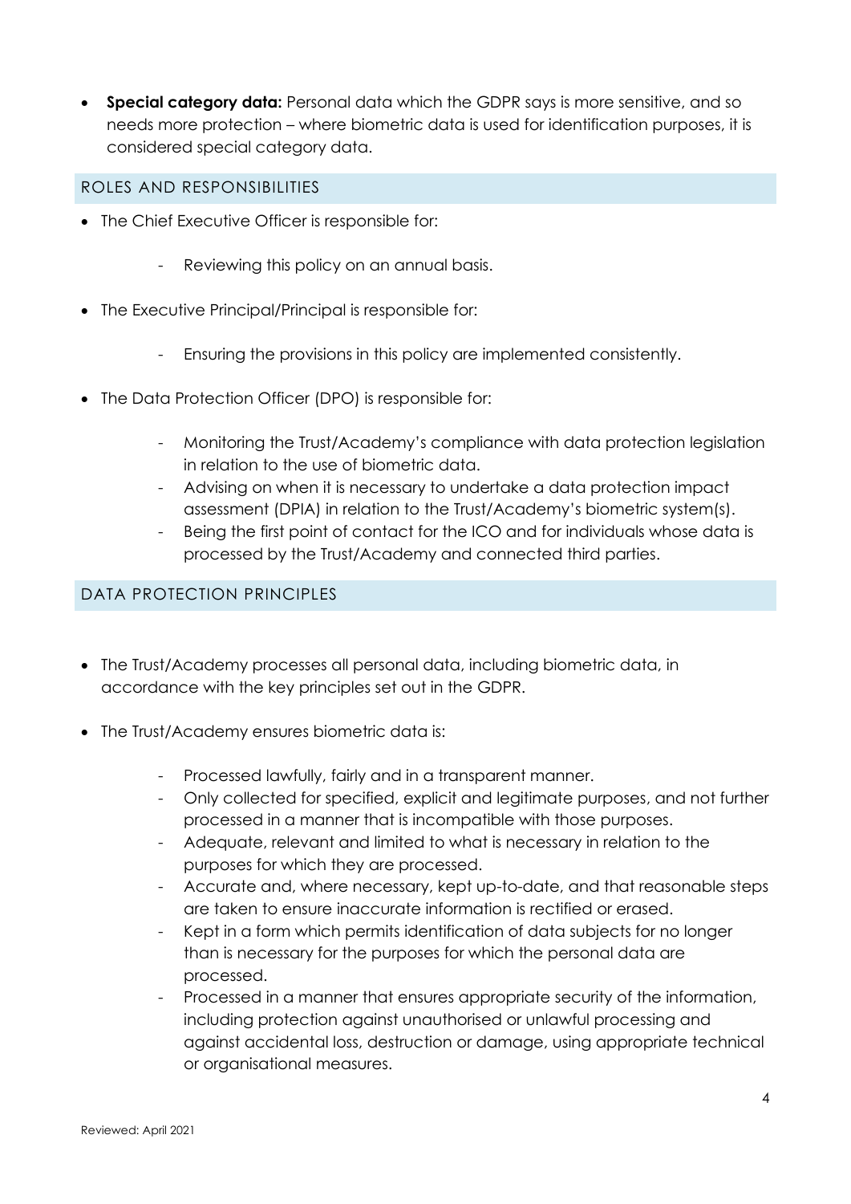- **Special category data:** Personal data which the GDPR says is more sensitive, and so needs more protection – where biometric data is used for identification purposes, it is considered special category data.

## ROLES AND RESPONSIBILITIES

- The Chief Executive Officer is responsible for:
    - Reviewing this policy on an annual basis.
- The Executive Principal/Principal is responsible for:
    - Ensuring the provisions in this policy are implemented consistently.
- The Data Protection Officer (DPO) is responsible for:
    - Monitoring the Trust/Academy's compliance with data protection legislation in relation to the use of biometric data.
    - Advising on when it is necessary to undertake a data protection impact assessment (DPIA) in relation to the Trust/Academy's biometric system(s).
    - Being the first point of contact for the ICO and for individuals whose data is processed by the Trust/Academy and connected third parties.

## DATA PROTECTION PRINCIPLES

- The Trust/Academy processes all personal data, including biometric data, in accordance with the key principles set out in the GDPR.
- The Trust/Academy ensures biometric data is:
    - Processed lawfully, fairly and in a transparent manner.
    - Only collected for specified, explicit and legitimate purposes, and not further processed in a manner that is incompatible with those purposes.
    - Adequate, relevant and limited to what is necessary in relation to the purposes for which they are processed.
    - Accurate and, where necessary, kept up-to-date, and that reasonable steps are taken to ensure inaccurate information is rectified or erased.
    - Kept in a form which permits identification of data subjects for no longer than is necessary for the purposes for which the personal data are processed.
    - Processed in a manner that ensures appropriate security of the information, including protection against unauthorised or unlawful processing and against accidental loss, destruction or damage, using appropriate technical or organisational measures.

Reviewed: April 2021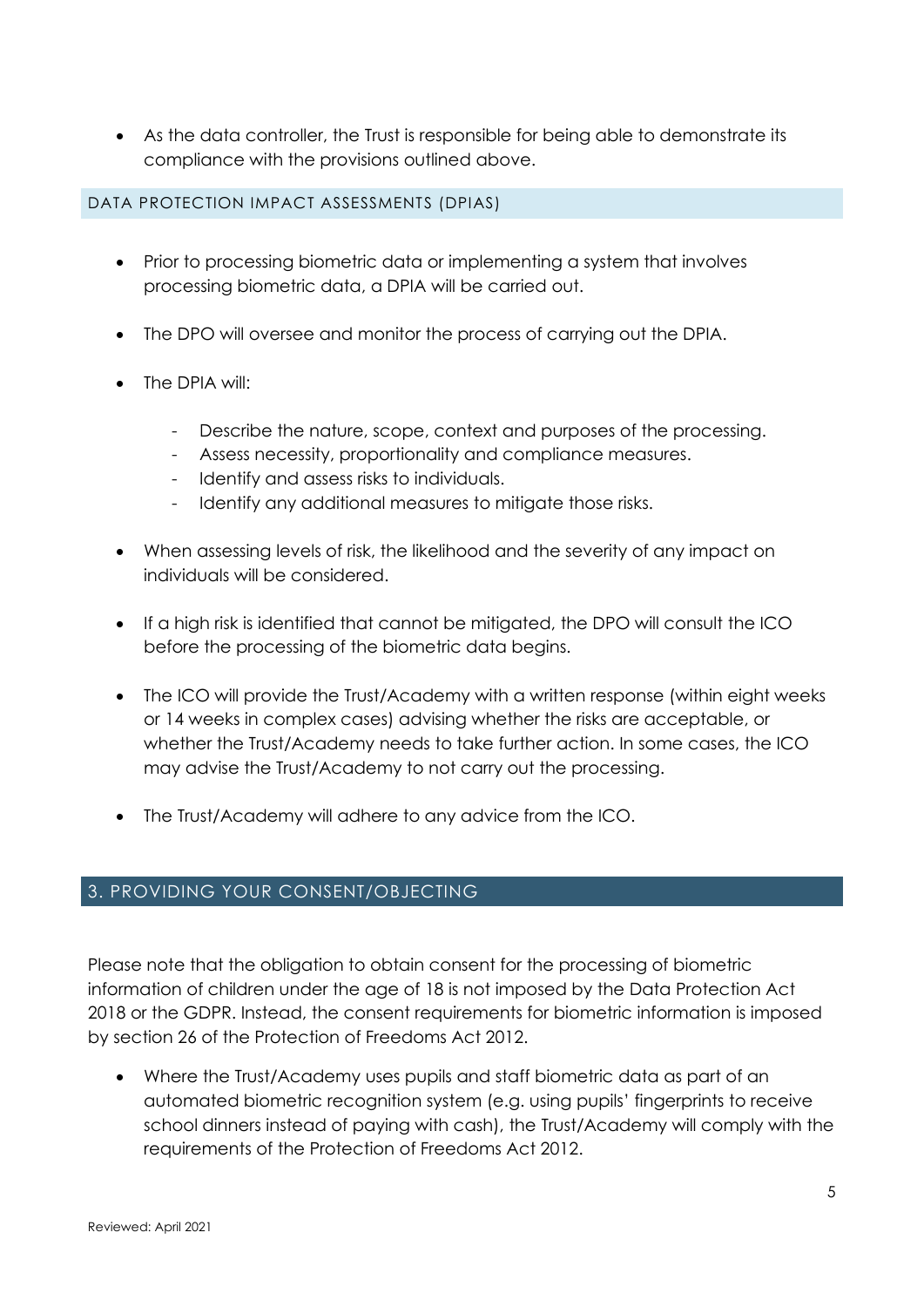- As the data controller, the Trust is responsible for being able to demonstrate its compliance with the provisions outlined above.

### DATA PROTECTION IMPACT ASSESSMENTS (DPIAS)

- Prior to processing biometric data or implementing a system that involves processing biometric data, a DPIA will be carried out.
- The DPO will oversee and monitor the process of carrying out the DPIA.
- The DPIA will:
  - Describe the nature, scope, context and purposes of the processing.
  - Assess necessity, proportionality and compliance measures.
  - Identify and assess risks to individuals.
  - Identify any additional measures to mitigate those risks.
- When assessing levels of risk, the likelihood and the severity of any impact on individuals will be considered.
- If a high risk is identified that cannot be mitigated, the DPO will consult the ICO before the processing of the biometric data begins.
- The ICO will provide the Trust/Academy with a written response (within eight weeks or 14 weeks in complex cases) advising whether the risks are acceptable, or whether the Trust/Academy needs to take further action. In some cases, the ICO may advise the Trust/Academy to not carry out the processing.
- The Trust/Academy will adhere to any advice from the ICO.

## 3. PROVIDING YOUR CONSENT/OBJECTING

Please note that the obligation to obtain consent for the processing of biometric information of children under the age of 18 is not imposed by the Data Protection Act 2018 or the GDPR. Instead, the consent requirements for biometric information is imposed by section 26 of the Protection of Freedoms Act 2012.

- Where the Trust/Academy uses pupils and staff biometric data as part of an automated biometric recognition system (e.g. using pupils' fingerprints to receive school dinners instead of paying with cash), the Trust/Academy will comply with the requirements of the Protection of Freedoms Act 2012.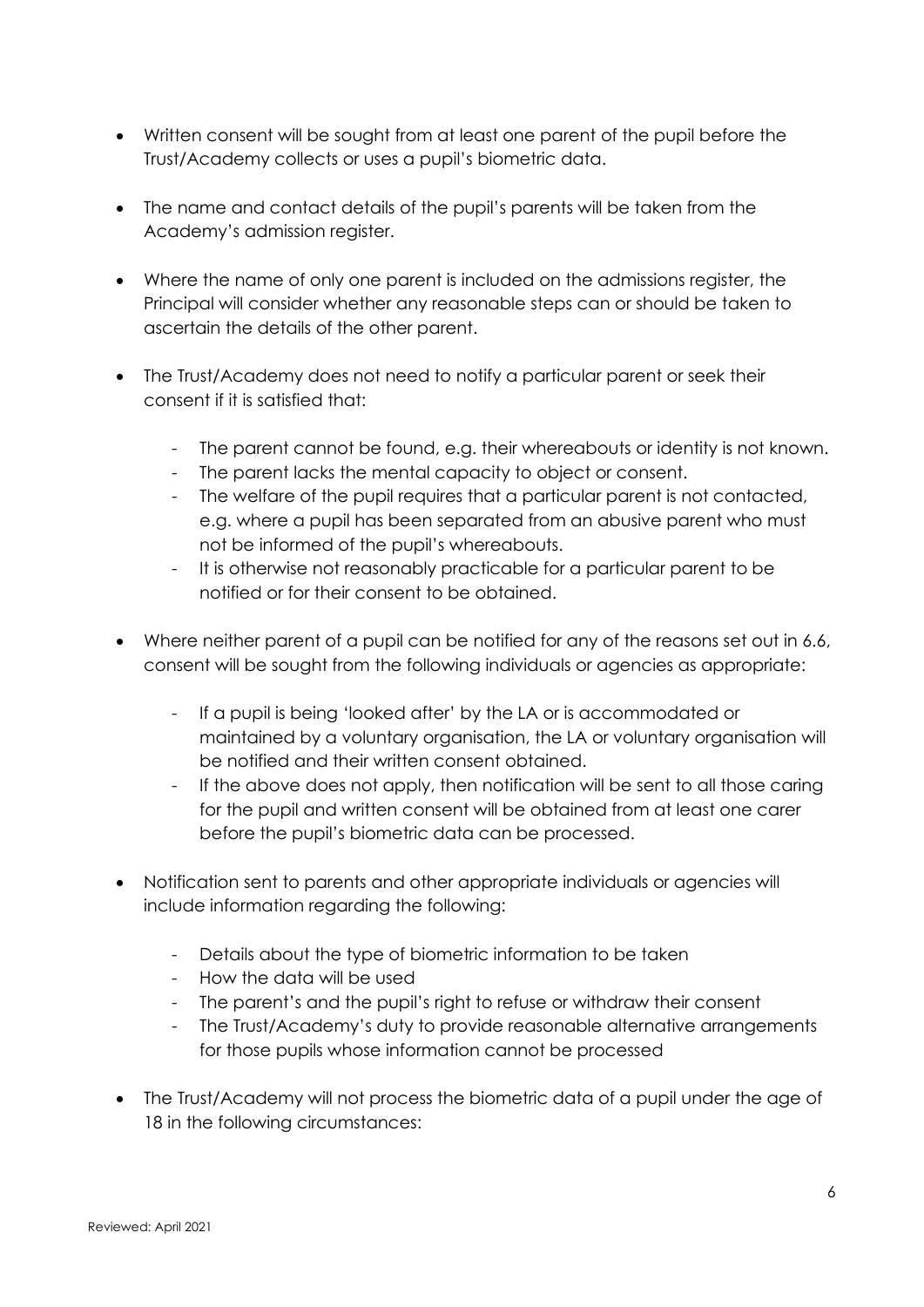- Written consent will be sought from at least one parent of the pupil before the Trust/Academy collects or uses a pupil's biometric data.

- The name and contact details of the pupil's parents will be taken from the Academy's admission register.

- Where the name of only one parent is included on the admissions register, the Principal will consider whether any reasonable steps can or should be taken to ascertain the details of the other parent.

- The Trust/Academy does not need to notify a particular parent or seek their consent if it is satisfied that:

    - The parent cannot be found, e.g. their whereabouts or identity is not known.
    - The parent lacks the mental capacity to object or consent.
    - The welfare of the pupil requires that a particular parent is not contacted, e.g. where a pupil has been separated from an abusive parent who must not be informed of the pupil's whereabouts.
    - It is otherwise not reasonably practicable for a particular parent to be notified or for their consent to be obtained.

- Where neither parent of a pupil can be notified for any of the reasons set out in 6.6, consent will be sought from the following individuals or agencies as appropriate:

    - If a pupil is being 'looked after' by the LA or is accommodated or maintained by a voluntary organisation, the LA or voluntary organisation will be notified and their written consent obtained.
    - If the above does not apply, then notification will be sent to all those caring for the pupil and written consent will be obtained from at least one carer before the pupil's biometric data can be processed.

- Notification sent to parents and other appropriate individuals or agencies will include information regarding the following:

    - Details about the type of biometric information to be taken
    - How the data will be used
    - The parent's and the pupil's right to refuse or withdraw their consent
    - The Trust/Academy's duty to provide reasonable alternative arrangements for those pupils whose information cannot be processed

- The Trust/Academy will not process the biometric data of a pupil under the age of 18 in the following circumstances: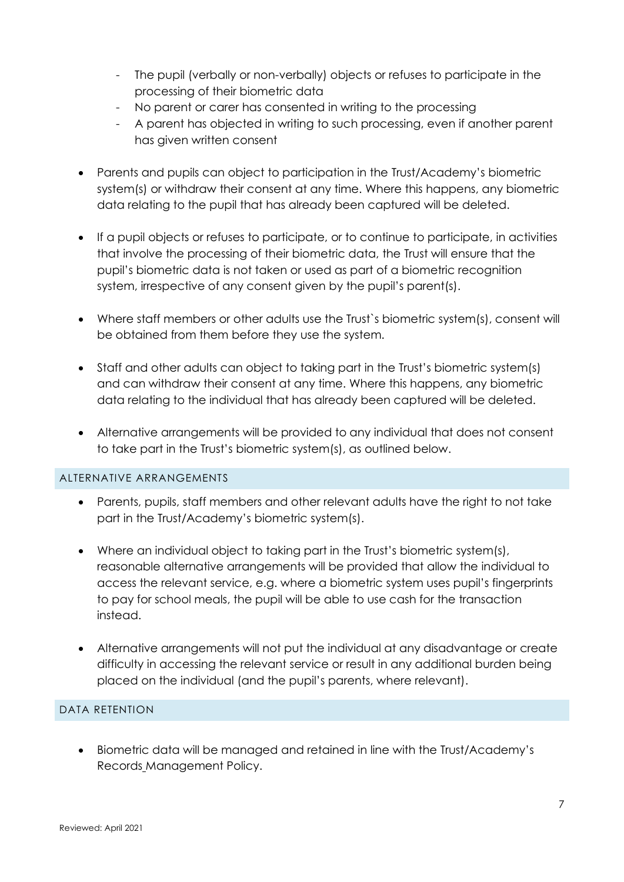- The pupil (verbally or non-verbally) objects or refuses to participate in the processing of their biometric data
  - No parent or carer has consented in writing to the processing
  - A parent has objected in writing to such processing, even if another parent has given written consent

- Parents and pupils can object to participation in the Trust/Academy's biometric system(s) or withdraw their consent at any time. Where this happens, any biometric data relating to the pupil that has already been captured will be deleted.

- If a pupil objects or refuses to participate, or to continue to participate, in activities that involve the processing of their biometric data, the Trust will ensure that the pupil's biometric data is not taken or used as part of a biometric recognition system, irrespective of any consent given by the pupil's parent(s).

- Where staff members or other adults use the Trust`s biometric system(s), consent will be obtained from them before they use the system.

- Staff and other adults can object to taking part in the Trust's biometric system(s) and can withdraw their consent at any time. Where this happens, any biometric data relating to the individual that has already been captured will be deleted.

- Alternative arrangements will be provided to any individual that does not consent to take part in the Trust's biometric system(s), as outlined below.

## ALTERNATIVE ARRANGEMENTS

- Parents, pupils, staff members and other relevant adults have the right to not take part in the Trust/Academy's biometric system(s).

- Where an individual object to taking part in the Trust's biometric system(s), reasonable alternative arrangements will be provided that allow the individual to access the relevant service, e.g. where a biometric system uses pupil's fingerprints to pay for school meals, the pupil will be able to use cash for the transaction instead.

- Alternative arrangements will not put the individual at any disadvantage or create difficulty in accessing the relevant service or result in any additional burden being placed on the individual (and the pupil's parents, where relevant).

## DATA RETENTION

- Biometric data will be managed and retained in line with the Trust/Academy's Records Management Policy.

Reviewed: April 2021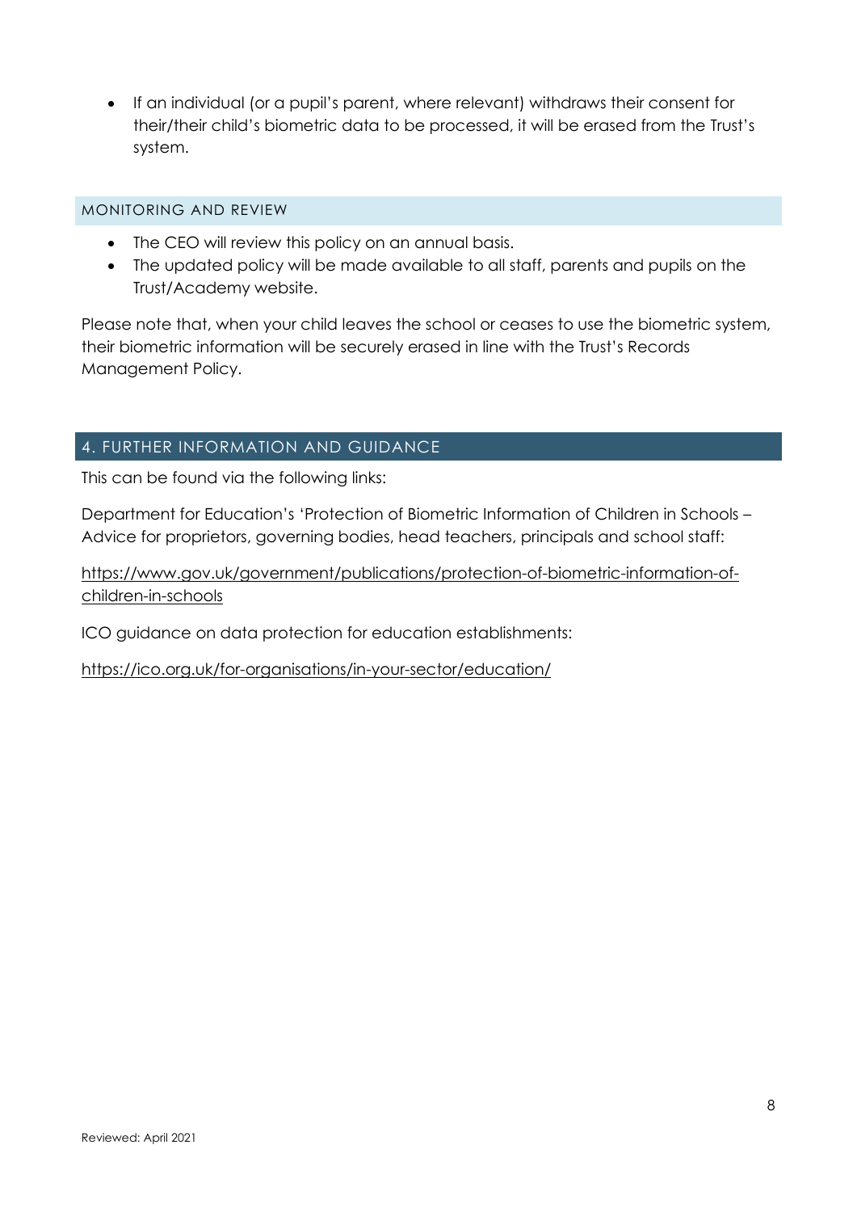- If an individual (or a pupil's parent, where relevant) withdraws their consent for their/their child's biometric data to be processed, it will be erased from the Trust's system.

### MONITORING AND REVIEW

- The CEO will review this policy on an annual basis.
- The updated policy will be made available to all staff, parents and pupils on the Trust/Academy website.

Please note that, when your child leaves the school or ceases to use the biometric system, their biometric information will be securely erased in line with the Trust's Records Management Policy.

## 4. FURTHER INFORMATION AND GUIDANCE

This can be found via the following links:

Department for Education's 'Protection of Biometric Information of Children in Schools – Advice for proprietors, governing bodies, head teachers, principals and school staff:

https://www.gov.uk/government/publications/protection-of-biometric-information-of-children-in-schools

ICO guidance on data protection for education establishments:

https://ico.org.uk/for-organisations/in-your-sector/education/

Reviewed: April 2021